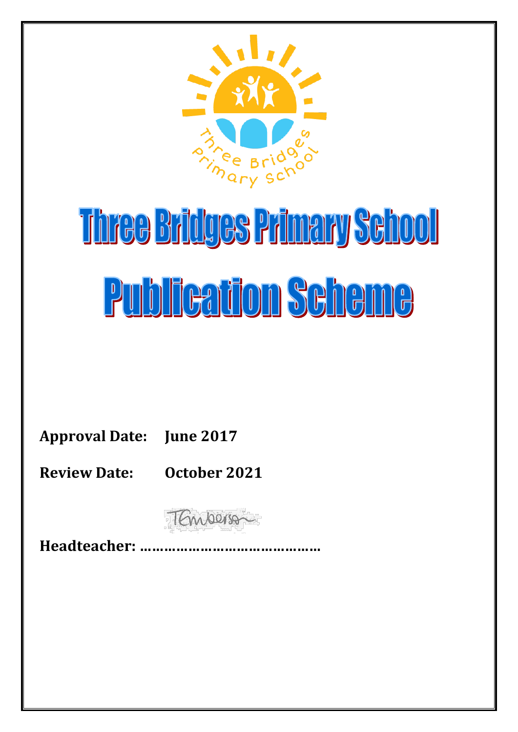# Three Bridges Primary School

# Publication Scheme

**Approval Date:** **June 2017**

**Review Date:** **October 2021**

**Headteacher: ……………………………………**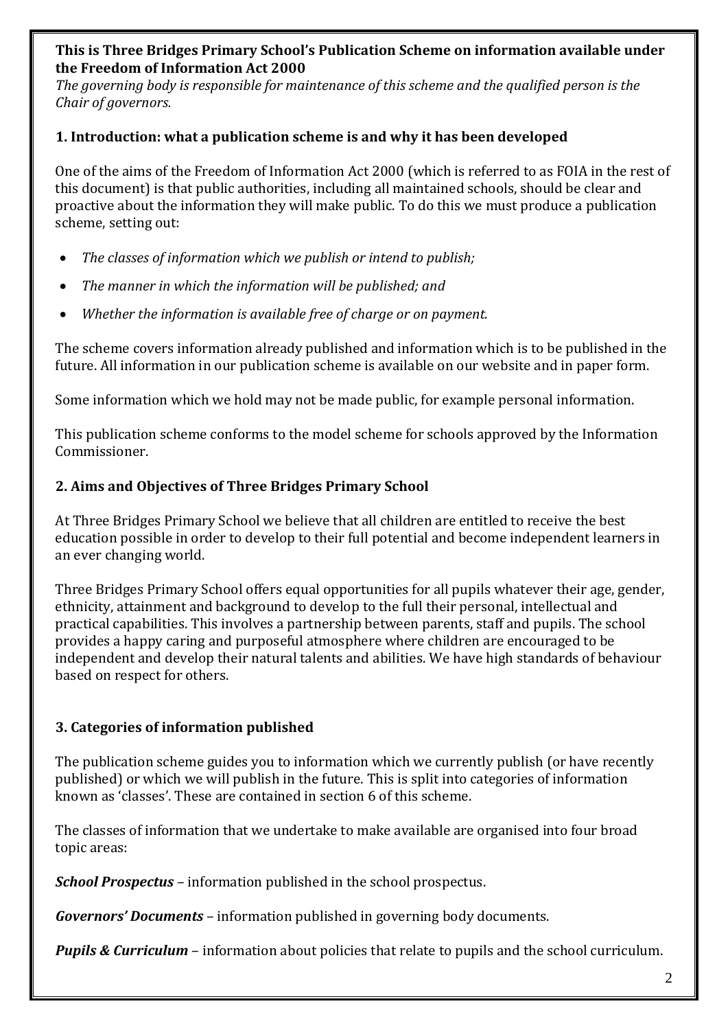**This is Three Bridges Primary School's Publication Scheme on information available under the Freedom of Information Act 2000**

*The governing body is responsible for maintenance of this scheme and the qualified person is the Chair of governors.*

## 1. Introduction: what a publication scheme is and why it has been developed

One of the aims of the Freedom of Information Act 2000 (which is referred to as FOIA in the rest of this document) is that public authorities, including all maintained schools, should be clear and proactive about the information they will make public. To do this we must produce a publication scheme, setting out:

- *The classes of information which we publish or intend to publish;*
- *The manner in which the information will be published; and*
- *Whether the information is available free of charge or on payment.*

The scheme covers information already published and information which is to be published in the future. All information in our publication scheme is available on our website and in paper form.

Some information which we hold may not be made public, for example personal information.

This publication scheme conforms to the model scheme for schools approved by the Information Commissioner.

## 2. Aims and Objectives of Three Bridges Primary School

At Three Bridges Primary School we believe that all children are entitled to receive the best education possible in order to develop to their full potential and become independent learners in an ever changing world.

Three Bridges Primary School offers equal opportunities for all pupils whatever their age, gender, ethnicity, attainment and background to develop to the full their personal, intellectual and practical capabilities. This involves a partnership between parents, staff and pupils. The school provides a happy caring and purposeful atmosphere where children are encouraged to be independent and develop their natural talents and abilities. We have high standards of behaviour based on respect for others.

## 3. Categories of information published

The publication scheme guides you to information which we currently publish (or have recently published) or which we will publish in the future. This is split into categories of information known as 'classes'. These are contained in section 6 of this scheme.

The classes of information that we undertake to make available are organised into four broad topic areas:

***School Prospectus*** – information published in the school prospectus.

***Governors' Documents*** – information published in governing body documents.

***Pupils & Curriculum*** – information about policies that relate to pupils and the school curriculum.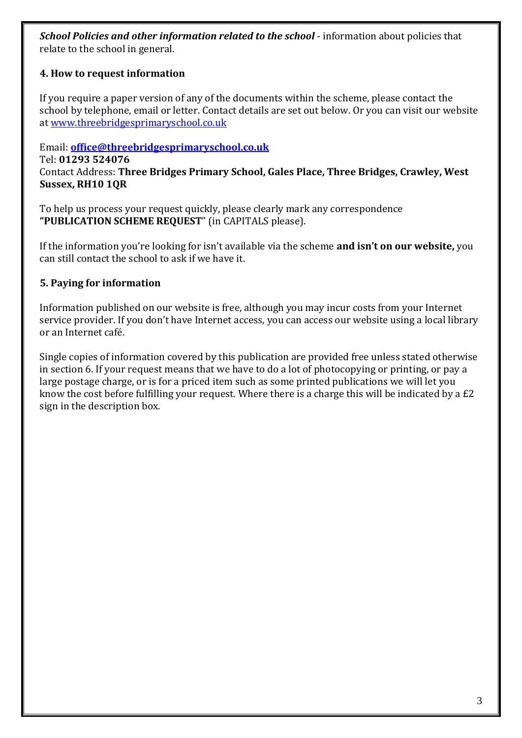***School Policies and other information related to the school*** - information about policies that relate to the school in general.

### 4. How to request information

If you require a paper version of any of the documents within the scheme, please contact the school by telephone, email or letter. Contact details are set out below. Or you can visit our website at [www.threebridgesprimaryschool.co.uk](http://www.threebridgesprimaryschool.co.uk)

Email: **[office@threebridgesprimaryschool.co.uk](mailto:office@threebridgesprimaryschool.co.uk)**
Tel: **01293 524076**
Contact Address: **Three Bridges Primary School, Gales Place, Three Bridges, Crawley, West Sussex, RH10 1QR**

To help us process your request quickly, please clearly mark any correspondence **"PUBLICATION SCHEME REQUEST"** (in CAPITALS please).

If the information you're looking for isn't available via the scheme **and isn't on our website,** you can still contact the school to ask if we have it.

### 5. Paying for information

Information published on our website is free, although you may incur costs from your Internet service provider. If you don't have Internet access, you can access our website using a local library or an Internet café.

Single copies of information covered by this publication are provided free unless stated otherwise in section 6. If your request means that we have to do a lot of photocopying or printing, or pay a large postage charge, or is for a priced item such as some printed publications we will let you know the cost before fulfilling your request. Where there is a charge this will be indicated by a £2 sign in the description box.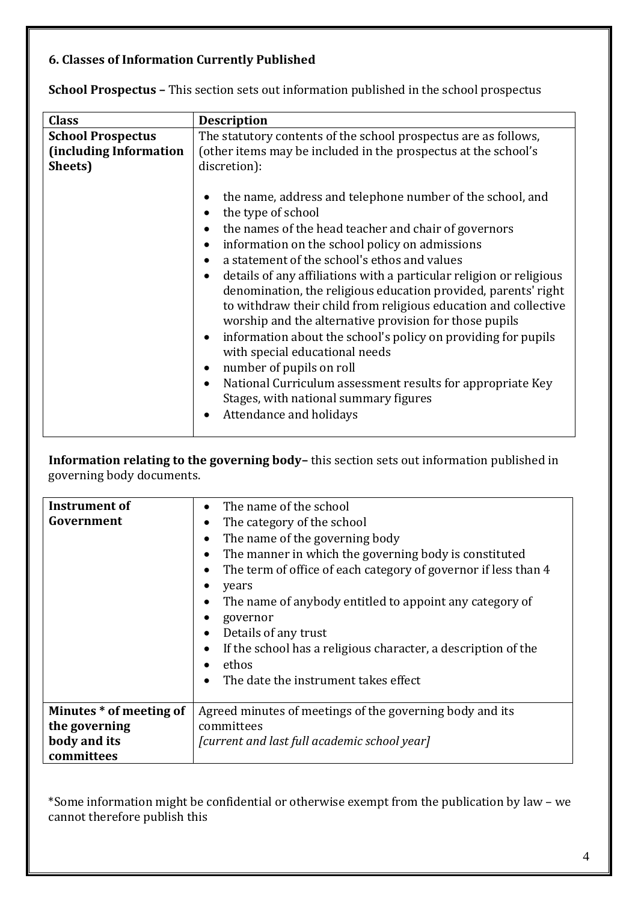### 6. Classes of Information Currently Published

**School Prospectus –** This section sets out information published in the school prospectus

| Class | Description |
|---|---|
| **School Prospectus (including Information Sheets)** | The statutory contents of the school prospectus are as follows, (other items may be included in the prospectus at the school's discretion):<br><br>• the name, address and telephone number of the school, and<br>• the type of school<br>• the names of the head teacher and chair of governors<br>• information on the school policy on admissions<br>• a statement of the school's ethos and values<br>• details of any affiliations with a particular religion or religious denomination, the religious education provided, parents' right to withdraw their child from religious education and collective worship and the alternative provision for those pupils<br>• information about the school's policy on providing for pupils with special educational needs<br>• number of pupils on roll<br>• National Curriculum assessment results for appropriate Key Stages, with national summary figures<br>• Attendance and holidays |

**Information relating to the governing body–** this section sets out information published in governing body documents.

| | |
|---|---|
| **Instrument of Government** | • The name of the school<br>• The category of the school<br>• The name of the governing body<br>• The manner in which the governing body is constituted<br>• The term of office of each category of governor if less than 4<br>• years<br>• The name of anybody entitled to appoint any category of<br>• governor<br>• Details of any trust<br>• If the school has a religious character, a description of the<br>• ethos<br>• The date the instrument takes effect |
| **Minutes * of meeting of the governing body and its committees** | Agreed minutes of meetings of the governing body and its committees<br>*[current and last full academic school year]* |

*Some information might be confidential or otherwise exempt from the publication by law – we cannot therefore publish this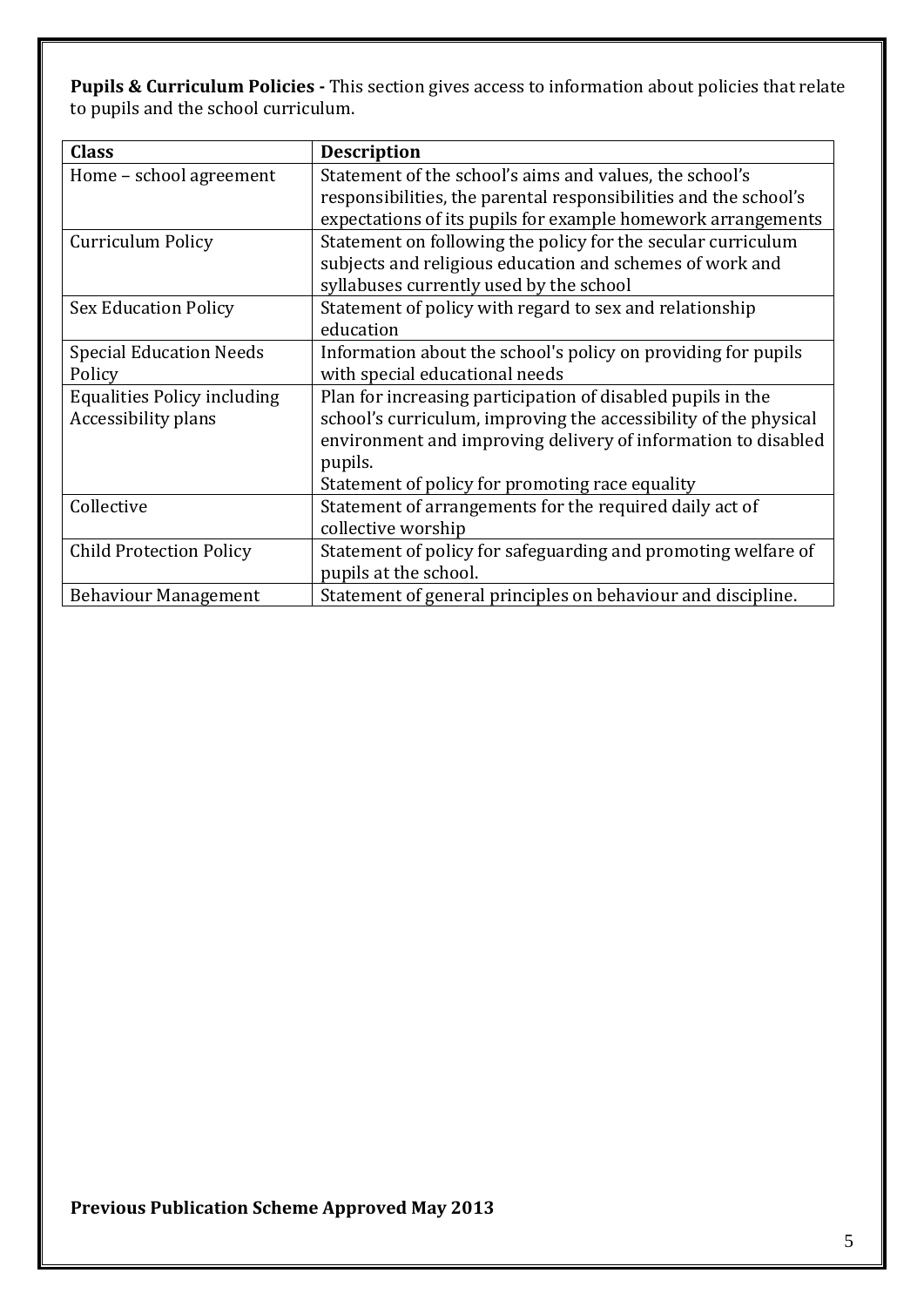**Pupils & Curriculum Policies -** This section gives access to information about policies that relate to pupils and the school curriculum.

| Class | Description |
|---|---|
| Home – school agreement | Statement of the school's aims and values, the school's responsibilities, the parental responsibilities and the school's expectations of its pupils for example homework arrangements |
| Curriculum Policy | Statement on following the policy for the secular curriculum subjects and religious education and schemes of work and syllabuses currently used by the school |
| Sex Education Policy | Statement of policy with regard to sex and relationship education |
| Special Education Needs Policy | Information about the school's policy on providing for pupils with special educational needs |
| Equalities Policy including Accessibility plans | Plan for increasing participation of disabled pupils in the school's curriculum, improving the accessibility of the physical environment and improving delivery of information to disabled pupils.<br>Statement of policy for promoting race equality |
| Collective | Statement of arrangements for the required daily act of collective worship |
| Child Protection Policy | Statement of policy for safeguarding and promoting welfare of pupils at the school. |
| Behaviour Management | Statement of general principles on behaviour and discipline. |

**Previous Publication Scheme Approved May 2013**